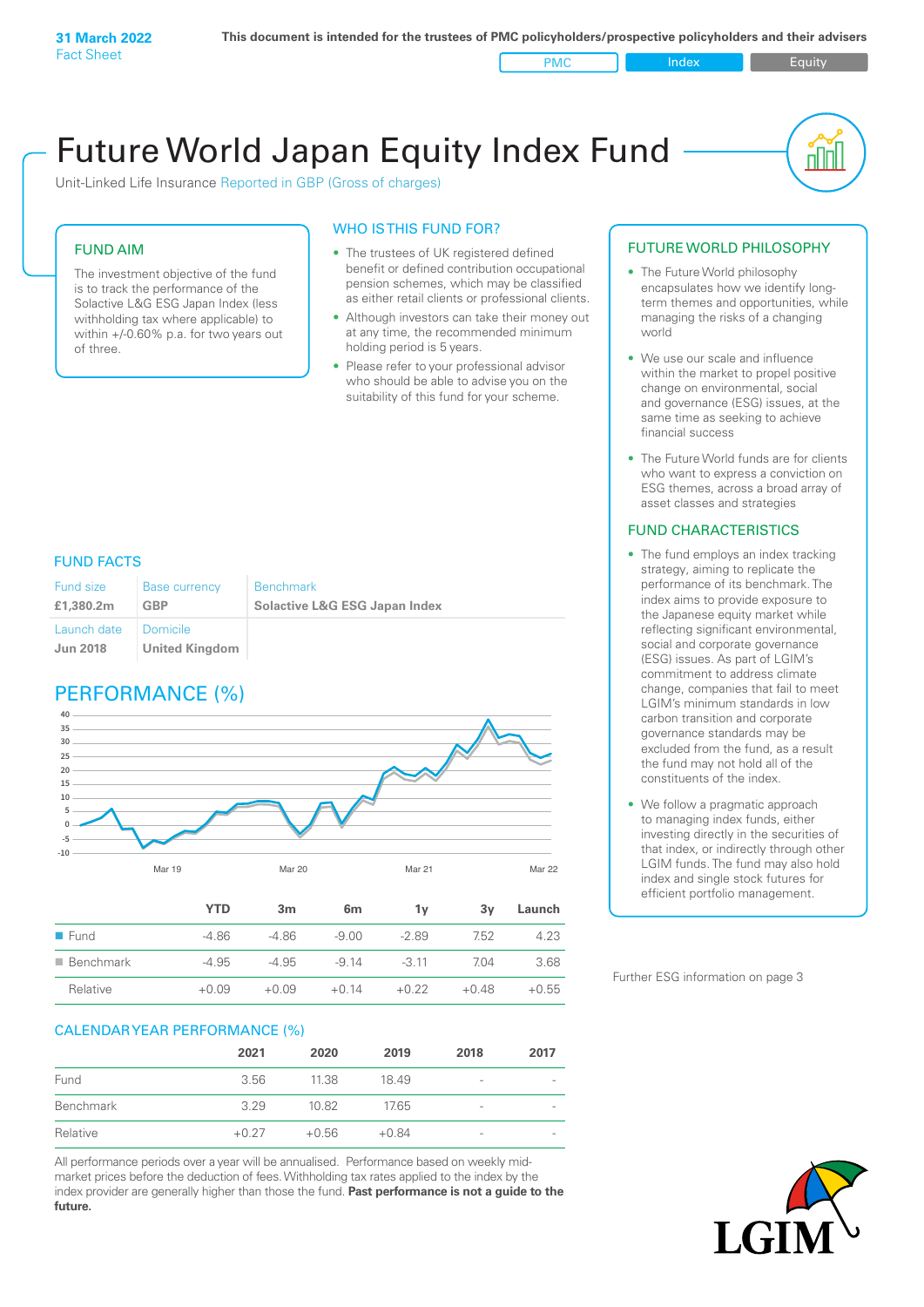**31 March 2022**
Fact Sheet

**This document is intended for the trustees of PMC policyholders/prospective policyholders and their advisers**

PMC | Index | Equity

# Future World Japan Equity Index Fund

Unit-Linked Life Insurance Reported in GBP (Gross of charges)

## FUND AIM

The investment objective of the fund is to track the performance of the Solactive L&G ESG Japan Index (less withholding tax where applicable) to within +/-0.60% p.a. for two years out of three.

## WHO IS THIS FUND FOR?

- The trustees of UK registered defined benefit or defined contribution occupational pension schemes, which may be classified as either retail clients or professional clients.
- Although investors can take their money out at any time, the recommended minimum holding period is 5 years.
- Please refer to your professional advisor who should be able to advise you on the suitability of this fund for your scheme.

## FUND FACTS

| Fund size | Base currency | Benchmark |
|---|---|---|
| **£1,380.2m** | **GBP** | **Solactive L&G ESG Japan Index** |
| Launch date | Domicile | |
| **Jun 2018** | **United Kingdom** | |

## PERFORMANCE (%)

|  | YTD | 3m | 6m | 1y | 3y | Launch |
|---|---|---|---|---|---|---|
| Fund | -4.86 | -4.86 | -9.00 | -2.89 | 7.52 | 4.23 |
| Benchmark | -4.95 | -4.95 | -9.14 | -3.11 | 7.04 | 3.68 |
| Relative | +0.09 | +0.09 | +0.14 | +0.22 | +0.48 | +0.55 |

## CALENDAR YEAR PERFORMANCE (%)

|  | 2021 | 2020 | 2019 | 2018 | 2017 |
|---|---|---|---|---|---|
| Fund | 3.56 | 11.38 | 18.49 | - | - |
| Benchmark | 3.29 | 10.82 | 17.65 | - | - |
| Relative | +0.27 | +0.56 | +0.84 | - | - |

All performance periods over a year will be annualised. Performance based on weekly mid-market prices before the deduction of fees. Withholding tax rates applied to the index by the index provider are generally higher than those the fund. **Past performance is not a guide to the future.**

## FUTURE WORLD PHILOSOPHY

- The Future World philosophy encapsulates how we identify long-term themes and opportunities, while managing the risks of a changing world
- We use our scale and influence within the market to propel positive change on environmental, social and governance (ESG) issues, at the same time as seeking to achieve financial success
- The Future World funds are for clients who want to express a conviction on ESG themes, across a broad array of asset classes and strategies

## FUND CHARACTERISTICS

- The fund employs an index tracking strategy, aiming to replicate the performance of its benchmark. The index aims to provide exposure to the Japanese equity market while reflecting significant environmental, social and corporate governance (ESG) issues. As part of LGIM's commitment to address climate change, companies that fail to meet LGIM's minimum standards in low carbon transition and corporate governance standards may be excluded from the fund, as a result the fund may not hold all of the constituents of the index.
- We follow a pragmatic approach to managing index funds, either investing directly in the securities of that index, or indirectly through other LGIM funds. The fund may also hold index and single stock futures for efficient portfolio management.

Further ESG information on page 3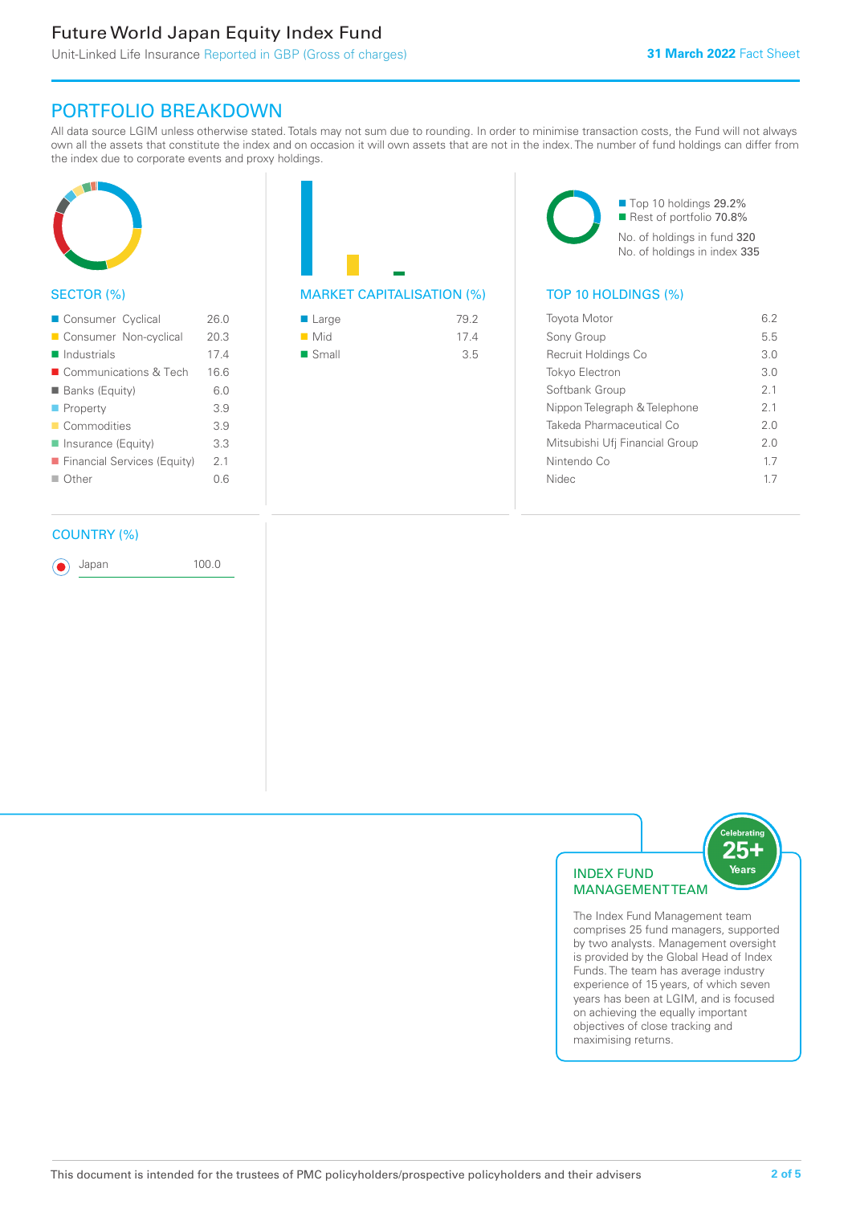# Future World Japan Equity Index Fund

Unit-Linked Life Insurance Reported in GBP (Gross of charges)

**31 March 2022** Fact Sheet

## PORTFOLIO BREAKDOWN

All data source LGIM unless otherwise stated. Totals may not sum due to rounding. In order to minimise transaction costs, the Fund will not always own all the assets that constitute the index and on occasion it will own assets that are not in the index. The number of fund holdings can differ from the index due to corporate events and proxy holdings.

### SECTOR (%)

| Sector | % |
|---|---|
| Consumer Cyclical | 26.0 |
| Consumer Non-cyclical | 20.3 |
| Industrials | 17.4 |
| Communications & Tech | 16.6 |
| Banks (Equity) | 6.0 |
| Property | 3.9 |
| Commodities | 3.9 |
| Insurance (Equity) | 3.3 |
| Financial Services (Equity) | 2.1 |
| Other | 0.6 |

### MARKET CAPITALISATION (%)

| Market Cap | % |
|---|---|
| Large | 79.2 |
| Mid | 17.4 |
| Small | 3.5 |

Top 10 holdings 29.2%
Rest of portfolio 70.8%
No. of holdings in fund 320
No. of holdings in index 335

### TOP 10 HOLDINGS (%)

| Holding | % |
|---|---|
| Toyota Motor | 6.2 |
| Sony Group | 5.5 |
| Recruit Holdings Co | 3.0 |
| Tokyo Electron | 3.0 |
| Softbank Group | 2.1 |
| Nippon Telegraph & Telephone | 2.1 |
| Takeda Pharmaceutical Co | 2.0 |
| Mitsubishi Ufj Financial Group | 2.0 |
| Nintendo Co | 1.7 |
| Nidec | 1.7 |

### COUNTRY (%)

| Country | % |
|---|---|
| Japan | 100.0 |

### INDEX FUND MANAGEMENT TEAM

Celebrating 25+ Years

The Index Fund Management team comprises 25 fund managers, supported by two analysts. Management oversight is provided by the Global Head of Index Funds. The team has average industry experience of 15 years, of which seven years has been at LGIM, and is focused on achieving the equally important objectives of close tracking and maximising returns.

This document is intended for the trustees of PMC policyholders/prospective policyholders and their advisers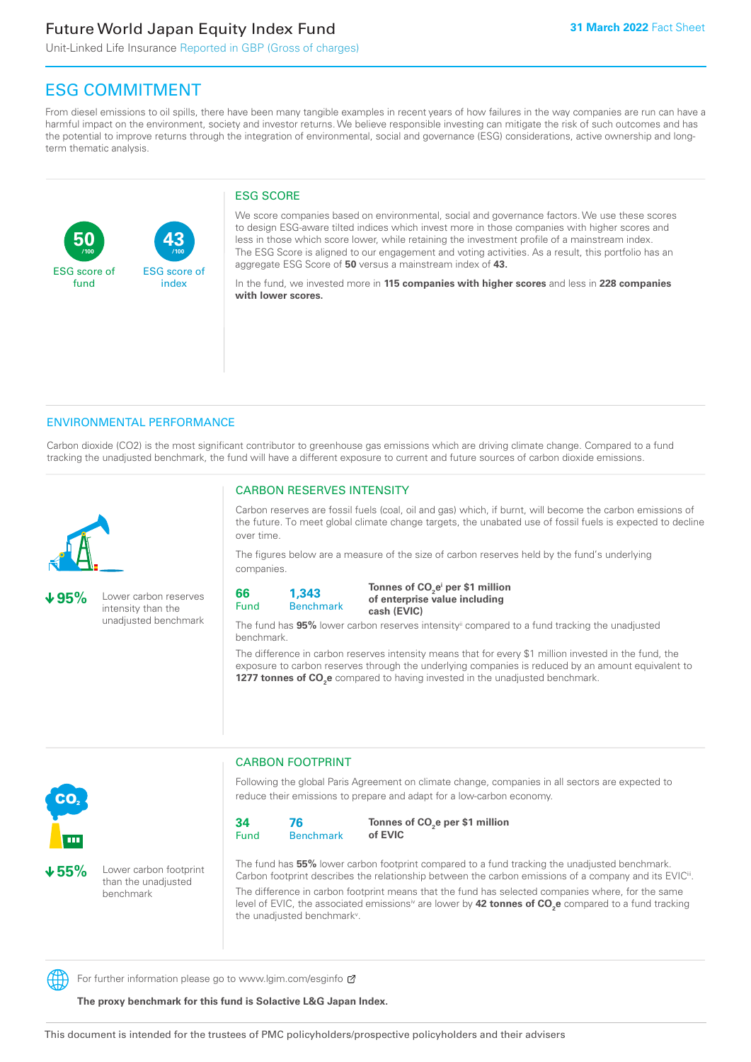Future World Japan Equity Index Fund

Unit-Linked Life Insurance Reported in GBP (Gross of charges)

31 March 2022 Fact Sheet

## ESG COMMITMENT

From diesel emissions to oil spills, there have been many tangible examples in recent years of how failures in the way companies are run can have a harmful impact on the environment, society and investor returns. We believe responsible investing can mitigate the risk of such outcomes and has the potential to improve returns through the integration of environmental, social and governance (ESG) considerations, active ownership and long-term thematic analysis.

**50** /100 ESG score of fund

**43** /100 ESG score of index

### ESG SCORE

We score companies based on environmental, social and governance factors. We use these scores to design ESG-aware tilted indices which invest more in those companies with higher scores and less in those which score lower, while retaining the investment profile of a mainstream index. The ESG Score is aligned to our engagement and voting activities. As a result, this portfolio has an aggregate ESG Score of **50** versus a mainstream index of **43.**

In the fund, we invested more in **115 companies with higher scores** and less in **228 companies with lower scores.**

## ENVIRONMENTAL PERFORMANCE

Carbon dioxide (CO2) is the most significant contributor to greenhouse gas emissions which are driving climate change. Compared to a fund tracking the unadjusted benchmark, the fund will have a different exposure to current and future sources of carbon dioxide emissions.

**↓95%** Lower carbon reserves intensity than the unadjusted benchmark

### CARBON RESERVES INTENSITY

Carbon reserves are fossil fuels (coal, oil and gas) which, if burnt, will become the carbon emissions of the future. To meet global climate change targets, the unabated use of fossil fuels is expected to decline over time.

The figures below are a measure of the size of carbon reserves held by the fund's underlying companies.

| **66** Fund | **1,343** Benchmark | **Tonnes of $CO_2e$[i] per $1 million of enterprise value including cash (EVIC)** |
|---|---|---|

The fund has **95%** lower carbon reserves intensity[ii] compared to a fund tracking the unadjusted benchmark.

The difference in carbon reserves intensity means that for every $1 million invested in the fund, the exposure to carbon reserves through the underlying companies is reduced by an amount equivalent to **1277 tonnes of $CO_2e$** compared to having invested in the unadjusted benchmark.

**↓55%** Lower carbon footprint than the unadjusted benchmark

### CARBON FOOTPRINT

Following the global Paris Agreement on climate change, companies in all sectors are expected to reduce their emissions to prepare and adapt for a low-carbon economy.

| **34** Fund | **76** Benchmark | **Tonnes of $CO_2e$ per $1 million of EVIC** |
|---|---|---|

The fund has **55%** lower carbon footprint compared to a fund tracking the unadjusted benchmark. Carbon footprint describes the relationship between the carbon emissions of a company and its EVIC[iii].

The difference in carbon footprint means that the fund has selected companies where, for the same level of EVIC, the associated emissions[iv] are lower by **42 tonnes of $CO_2e$** compared to a fund tracking the unadjusted benchmark[v].

For further information please go to www.lgim.com/esginfo

**The proxy benchmark for this fund is Solactive L&G Japan Index.**

This document is intended for the trustees of PMC policyholders/prospective policyholders and their advisers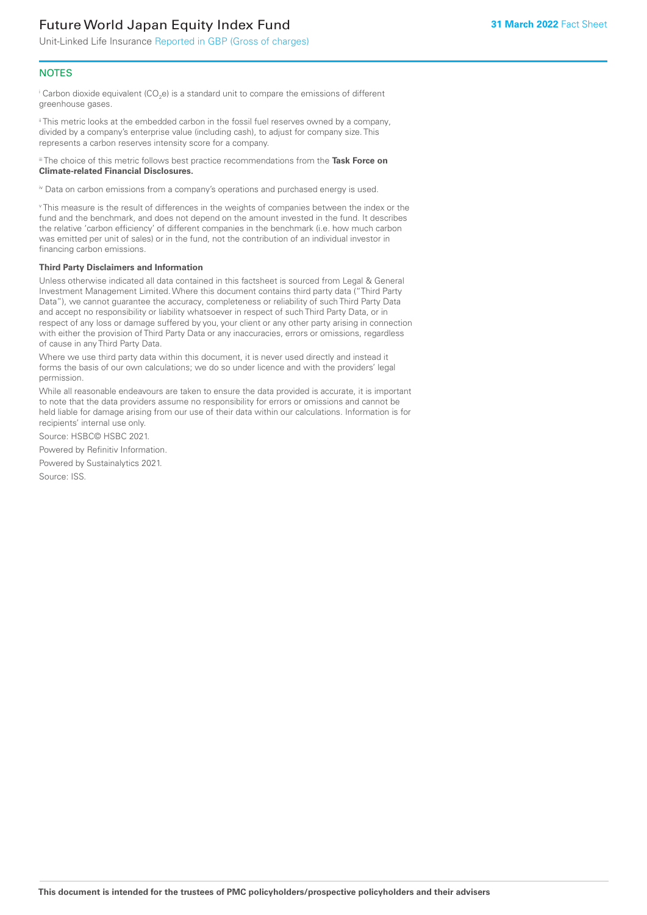## NOTES

[i] Carbon dioxide equivalent ($CO_2e$) is a standard unit to compare the emissions of different greenhouse gases.

[ii] This metric looks at the embedded carbon in the fossil fuel reserves owned by a company, divided by a company's enterprise value (including cash), to adjust for company size. This represents a carbon reserves intensity score for a company.

[iii] The choice of this metric follows best practice recommendations from the **Task Force on Climate-related Financial Disclosures.**

[iv] Data on carbon emissions from a company's operations and purchased energy is used.

[v] This measure is the result of differences in the weights of companies between the index or the fund and the benchmark, and does not depend on the amount invested in the fund. It describes the relative 'carbon efficiency' of different companies in the benchmark (i.e. how much carbon was emitted per unit of sales) or in the fund, not the contribution of an individual investor in financing carbon emissions.

**Third Party Disclaimers and Information**

Unless otherwise indicated all data contained in this factsheet is sourced from Legal & General Investment Management Limited. Where this document contains third party data ("Third Party Data"), we cannot guarantee the accuracy, completeness or reliability of such Third Party Data and accept no responsibility or liability whatsoever in respect of such Third Party Data, or in respect of any loss or damage suffered by you, your client or any other party arising in connection with either the provision of Third Party Data or any inaccuracies, errors or omissions, regardless of cause in any Third Party Data.

Where we use third party data within this document, it is never used directly and instead it forms the basis of our own calculations; we do so under licence and with the providers' legal permission.

While all reasonable endeavours are taken to ensure the data provided is accurate, it is important to note that the data providers assume no responsibility for errors or omissions and cannot be held liable for damage arising from our use of their data within our calculations. Information is for recipients' internal use only.

Source: HSBC© HSBC 2021.

Powered by Refinitiv Information.

Powered by Sustainalytics 2021.

Source: ISS.

**This document is intended for the trustees of PMC policyholders/prospective policyholders and their advisers**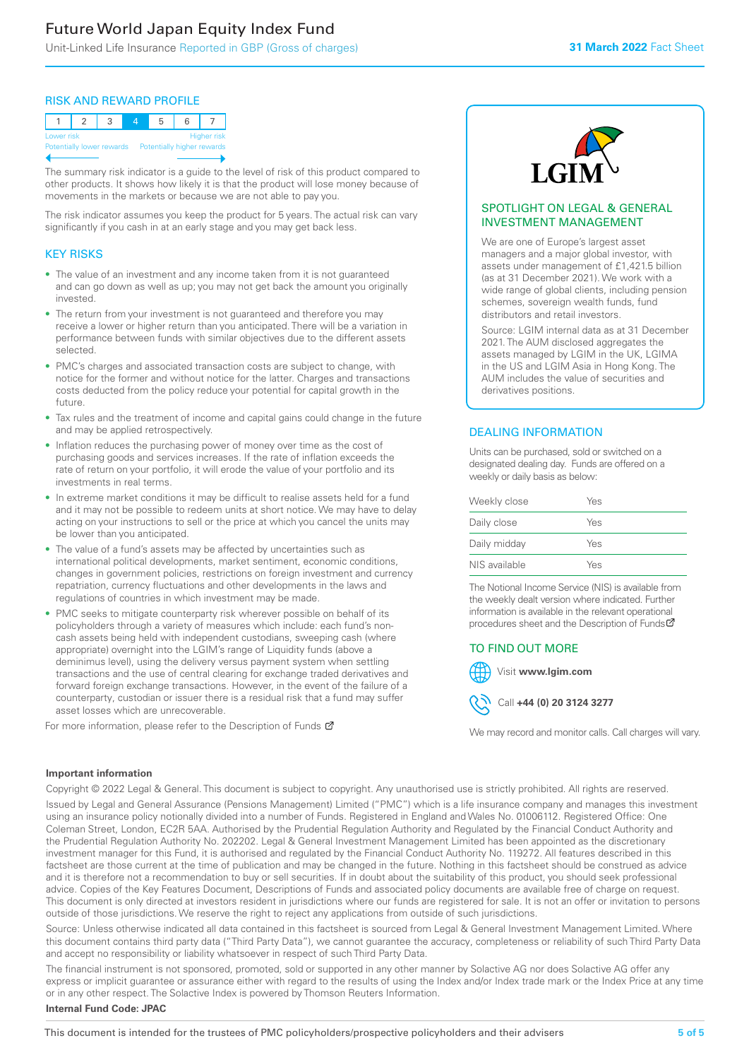# Future World Japan Equity Index Fund

Unit-Linked Life Insurance Reported in GBP (Gross of charges)

**31 March 2022** Fact Sheet

## RISK AND REWARD PROFILE

| 1 | 2 | 3 | 4 | 5 | 6 | 7 |
|---|---|---|---|---|---|---|

Lower risk — Higher risk

Potentially lower rewards — Potentially higher rewards

The summary risk indicator is a guide to the level of risk of this product compared to other products. It shows how likely it is that the product will lose money because of movements in the markets or because we are not able to pay you.

The risk indicator assumes you keep the product for 5 years. The actual risk can vary significantly if you cash in at an early stage and you may get back less.

## KEY RISKS

- The value of an investment and any income taken from it is not guaranteed and can go down as well as up; you may not get back the amount you originally invested.
- The return from your investment is not guaranteed and therefore you may receive a lower or higher return than you anticipated. There will be a variation in performance between funds with similar objectives due to the different assets selected.
- PMC's charges and associated transaction costs are subject to change, with notice for the former and without notice for the latter. Charges and transactions costs deducted from the policy reduce your potential for capital growth in the future.
- Tax rules and the treatment of income and capital gains could change in the future and may be applied retrospectively.
- Inflation reduces the purchasing power of money over time as the cost of purchasing goods and services increases. If the rate of inflation exceeds the rate of return on your portfolio, it will erode the value of your portfolio and its investments in real terms.
- In extreme market conditions it may be difficult to realise assets held for a fund and it may not be possible to redeem units at short notice. We may have to delay acting on your instructions to sell or the price at which you cancel the units may be lower than you anticipated.
- The value of a fund's assets may be affected by uncertainties such as international political developments, market sentiment, economic conditions, changes in government policies, restrictions on foreign investment and currency repatriation, currency fluctuations and other developments in the laws and regulations of countries in which investment may be made.
- PMC seeks to mitigate counterparty risk wherever possible on behalf of its policyholders through a variety of measures which include: each fund's non-cash assets being held with independent custodians, sweeping cash (where appropriate) overnight into the LGIM's range of Liquidity funds (above a deminimus level), using the delivery versus payment system when settling transactions and the use of central clearing for exchange traded derivatives and forward foreign exchange transactions. However, in the event of the failure of a counterparty, custodian or issuer there is a residual risk that a fund may suffer asset losses which are unrecoverable.

For more information, please refer to the Description of Funds

## SPOTLIGHT ON LEGAL & GENERAL INVESTMENT MANAGEMENT

We are one of Europe's largest asset managers and a major global investor, with assets under management of £1,421.5 billion (as at 31 December 2021). We work with a wide range of global clients, including pension schemes, sovereign wealth funds, fund distributors and retail investors.

Source: LGIM internal data as at 31 December 2021. The AUM disclosed aggregates the assets managed by LGIM in the UK, LGIMA in the US and LGIM Asia in Hong Kong. The AUM includes the value of securities and derivatives positions.

## DEALING INFORMATION

Units can be purchased, sold or switched on a designated dealing day. Funds are offered on a weekly or daily basis as below:

| | |
|---|---|
| Weekly close | Yes |
| Daily close | Yes |
| Daily midday | Yes |
| NIS available | Yes |

The Notional Income Service (NIS) is available from the weekly dealt version where indicated. Further information is available in the relevant operational procedures sheet and the Description of Funds

## TO FIND OUT MORE

Visit **www.lgim.com**

Call **+44 (0) 20 3124 3277**

We may record and monitor calls. Call charges will vary.

**Important information**

Copyright © 2022 Legal & General. This document is subject to copyright. Any unauthorised use is strictly prohibited. All rights are reserved.

Issued by Legal and General Assurance (Pensions Management) Limited ("PMC") which is a life insurance company and manages this investment using an insurance policy notionally divided into a number of Funds. Registered in England and Wales No. 01006112. Registered Office: One Coleman Street, London, EC2R 5AA. Authorised by the Prudential Regulation Authority and Regulated by the Financial Conduct Authority and the Prudential Regulation Authority No. 202202. Legal & General Investment Management Limited has been appointed as the discretionary investment manager for this Fund, it is authorised and regulated by the Financial Conduct Authority No. 119272. All features described in this factsheet are those current at the time of publication and may be changed in the future. Nothing in this factsheet should be construed as advice and it is therefore not a recommendation to buy or sell securities. If in doubt about the suitability of this product, you should seek professional advice. Copies of the Key Features Document, Descriptions of Funds and associated policy documents are available free of charge on request. This document is only directed at investors resident in jurisdictions where our funds are registered for sale. It is not an offer or invitation to persons outside of those jurisdictions. We reserve the right to reject any applications from outside of such jurisdictions.

Source: Unless otherwise indicated all data contained in this factsheet is sourced from Legal & General Investment Management Limited. Where this document contains third party data ("Third Party Data"), we cannot guarantee the accuracy, completeness or reliability of such Third Party Data and accept no responsibility or liability whatsoever in respect of such Third Party Data.

The financial instrument is not sponsored, promoted, sold or supported in any other manner by Solactive AG nor does Solactive AG offer any express or implicit guarantee or assurance either with regard to the results of using the Index and/or Index trade mark or the Index Price at any time or in any other respect. The Solactive Index is powered by Thomson Reuters Information.

**Internal Fund Code: JPAC**

This document is intended for the trustees of PMC policyholders/prospective policyholders and their advisers